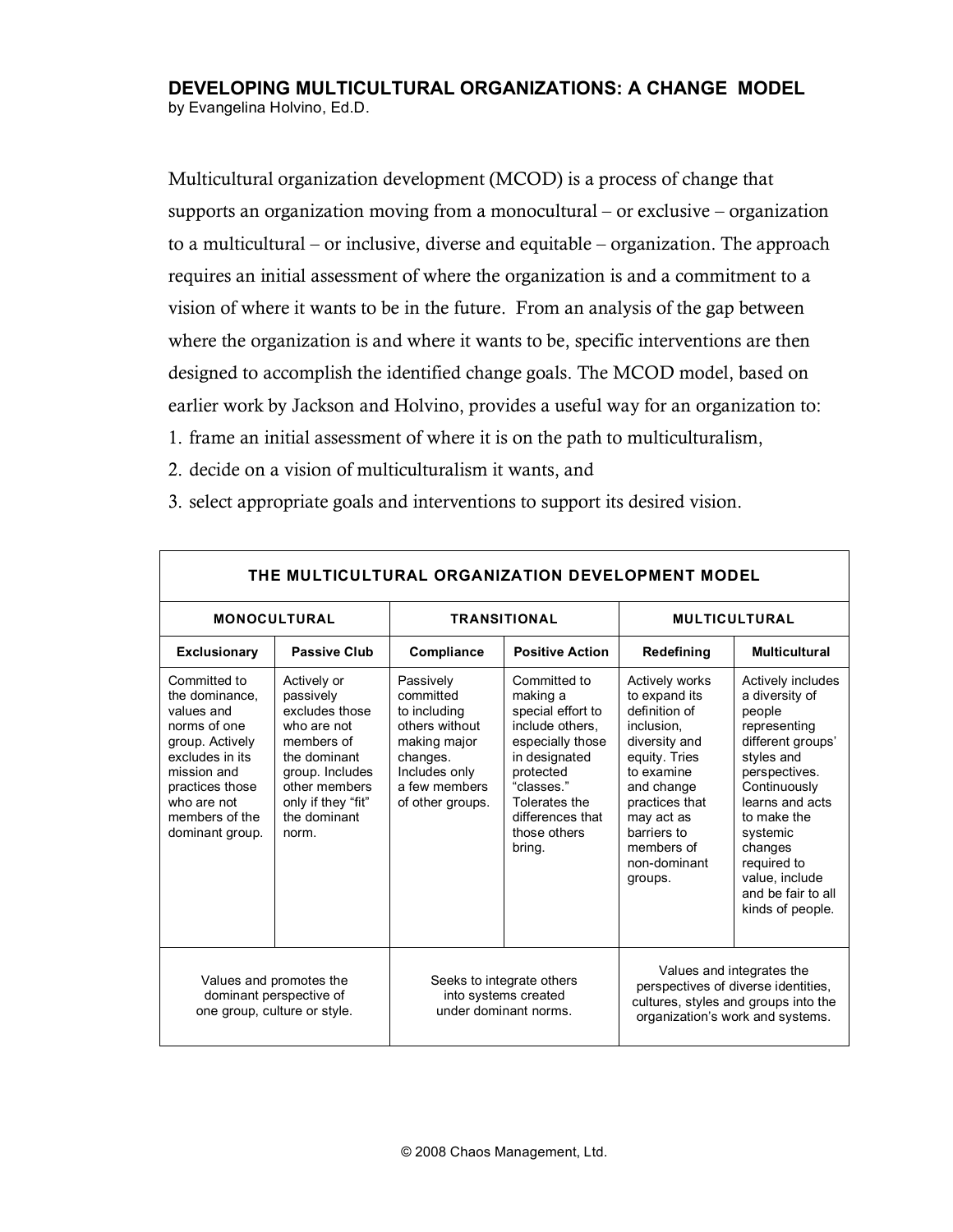# DEVELOPING MULTICULTURAL ORGANIZATIONS: A CHANGE MODEL

by Evangelina Holvino, Ed.D.

Multicultural organization development (MCOD) is a process of change that supports an organization moving from a monocultural – or exclusive – organization to a multicultural – or inclusive, diverse and equitable – organization. The approach requires an initial assessment of where the organization is and a commitment to a vision of where it wants to be in the future. From an analysis of the gap between where the organization is and where it wants to be, specific interventions are then designed to accomplish the identified change goals. The MCOD model, based on earlier work by Jackson and Holvino, provides a useful way for an organization to:

1. frame an initial assessment of where it is on the path to multiculturalism,
2. decide on a vision of multiculturalism it wants, and
3. select appropriate goals and interventions to support its desired vision.

| THE MULTICULTURAL ORGANIZATION DEVELOPMENT MODEL | | | | | |
|---|---|---|---|---|---|
| **MONOCULTURAL** | | **TRANSITIONAL** | | **MULTICULTURAL** | |
| **Exclusionary** | **Passive Club** | **Compliance** | **Positive Action** | **Redefining** | **Multicultural** |
| Committed to the dominance, values and norms of one group. Actively excludes in its mission and practices those who are not members of the dominant group. | Actively or passively excludes those who are not members of the dominant group. Includes other members only if they "fit" the dominant norm. | Passively committed to including others without making major changes. Includes only a few members of other groups. | Committed to making a special effort to include others, especially those in designated protected "classes." Tolerates the differences that those others bring. | Actively works to expand its definition of inclusion, diversity and equity. Tries to examine and change practices that may act as barriers to members of non-dominant groups. | Actively includes a diversity of people representing different groups' styles and perspectives. Continuously learns and acts to make the systemic changes required to value, include and be fair to all kinds of people. |
| Values and promotes the dominant perspective of one group, culture or style. | | Seeks to integrate others into systems created under dominant norms. | | Values and integrates the perspectives of diverse identities, cultures, styles and groups into the organization's work and systems. | |

© 2008 Chaos Management, Ltd.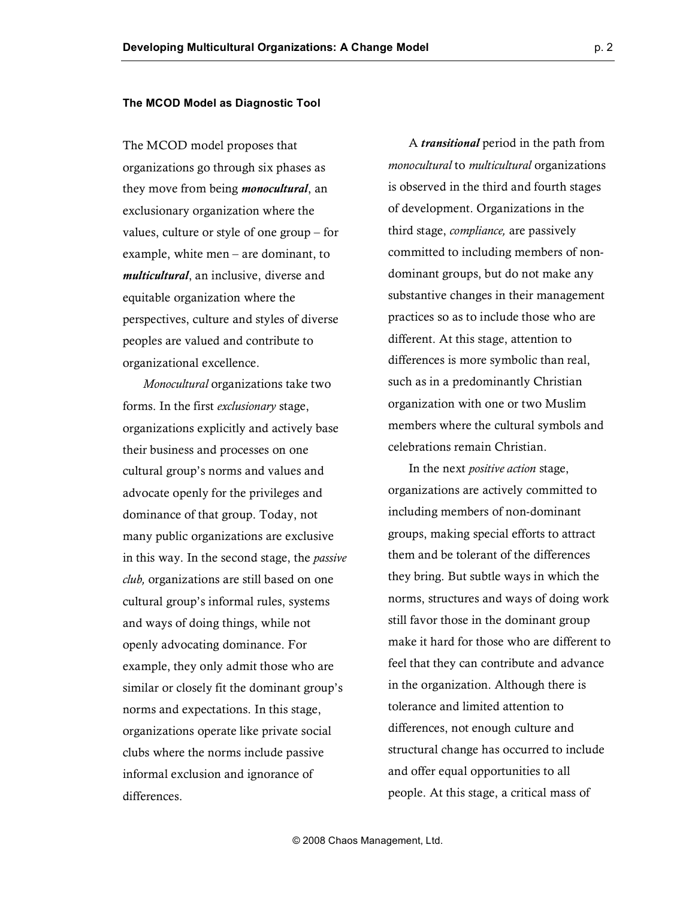**The MCOD Model as Diagnostic Tool**

The MCOD model proposes that organizations go through six phases as they move from being ***monocultural***, an exclusionary organization where the values, culture or style of one group – for example, white men – are dominant, to ***multicultural***, an inclusive, diverse and equitable organization where the perspectives, culture and styles of diverse peoples are valued and contribute to organizational excellence.

*Monocultural* organizations take two forms. In the first *exclusionary* stage, organizations explicitly and actively base their business and processes on one cultural group's norms and values and advocate openly for the privileges and dominance of that group. Today, not many public organizations are exclusive in this way. In the second stage, the *passive club,* organizations are still based on one cultural group's informal rules, systems and ways of doing things, while not openly advocating dominance. For example, they only admit those who are similar or closely fit the dominant group's norms and expectations. In this stage, organizations operate like private social clubs where the norms include passive informal exclusion and ignorance of differences.

A ***transitional*** period in the path from *monocultural* to *multicultural* organizations is observed in the third and fourth stages of development. Organizations in the third stage, *compliance,* are passively committed to including members of non-dominant groups, but do not make any substantive changes in their management practices so as to include those who are different. At this stage, attention to differences is more symbolic than real, such as in a predominantly Christian organization with one or two Muslim members where the cultural symbols and celebrations remain Christian.

In the next *positive action* stage, organizations are actively committed to including members of non-dominant groups, making special efforts to attract them and be tolerant of the differences they bring. But subtle ways in which the norms, structures and ways of doing work still favor those in the dominant group make it hard for those who are different to feel that they can contribute and advance in the organization. Although there is tolerance and limited attention to differences, not enough culture and structural change has occurred to include and offer equal opportunities to all people. At this stage, a critical mass of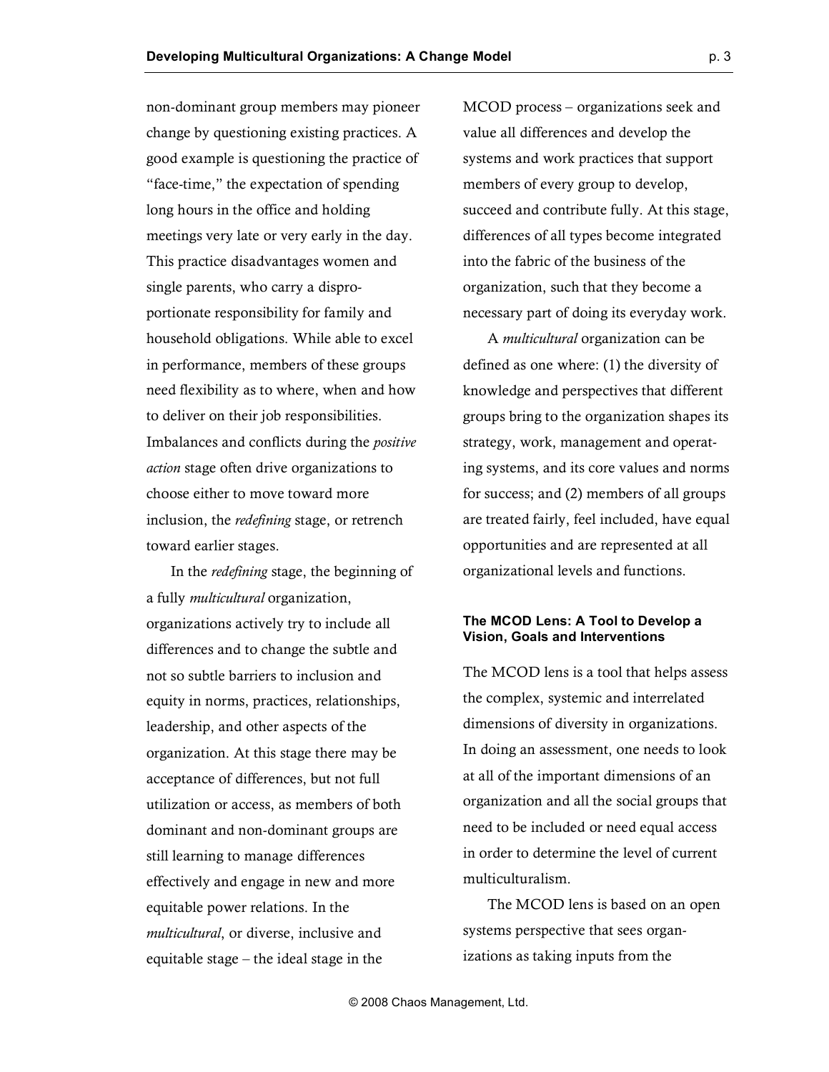non-dominant group members may pioneer change by questioning existing practices. A good example is questioning the practice of "face-time," the expectation of spending long hours in the office and holding meetings very late or very early in the day. This practice disadvantages women and single parents, who carry a disproportionate responsibility for family and household obligations. While able to excel in performance, members of these groups need flexibility as to where, when and how to deliver on their job responsibilities. Imbalances and conflicts during the *positive action* stage often drive organizations to choose either to move toward more inclusion, the *redefining* stage, or retrench toward earlier stages.

In the *redefining* stage, the beginning of a fully *multicultural* organization, organizations actively try to include all differences and to change the subtle and not so subtle barriers to inclusion and equity in norms, practices, relationships, leadership, and other aspects of the organization. At this stage there may be acceptance of differences, but not full utilization or access, as members of both dominant and non-dominant groups are still learning to manage differences effectively and engage in new and more equitable power relations. In the *multicultural*, or diverse, inclusive and equitable stage – the ideal stage in the MCOD process – organizations seek and value all differences and develop the systems and work practices that support members of every group to develop, succeed and contribute fully. At this stage, differences of all types become integrated into the fabric of the business of the organization, such that they become a necessary part of doing its everyday work.

A *multicultural* organization can be defined as one where: (1) the diversity of knowledge and perspectives that different groups bring to the organization shapes its strategy, work, management and operating systems, and its core values and norms for success; and (2) members of all groups are treated fairly, feel included, have equal opportunities and are represented at all organizational levels and functions.

### The MCOD Lens: A Tool to Develop a Vision, Goals and Interventions

The MCOD lens is a tool that helps assess the complex, systemic and interrelated dimensions of diversity in organizations. In doing an assessment, one needs to look at all of the important dimensions of an organization and all the social groups that need to be included or need equal access in order to determine the level of current multiculturalism.

The MCOD lens is based on an open systems perspective that sees organizations as taking inputs from the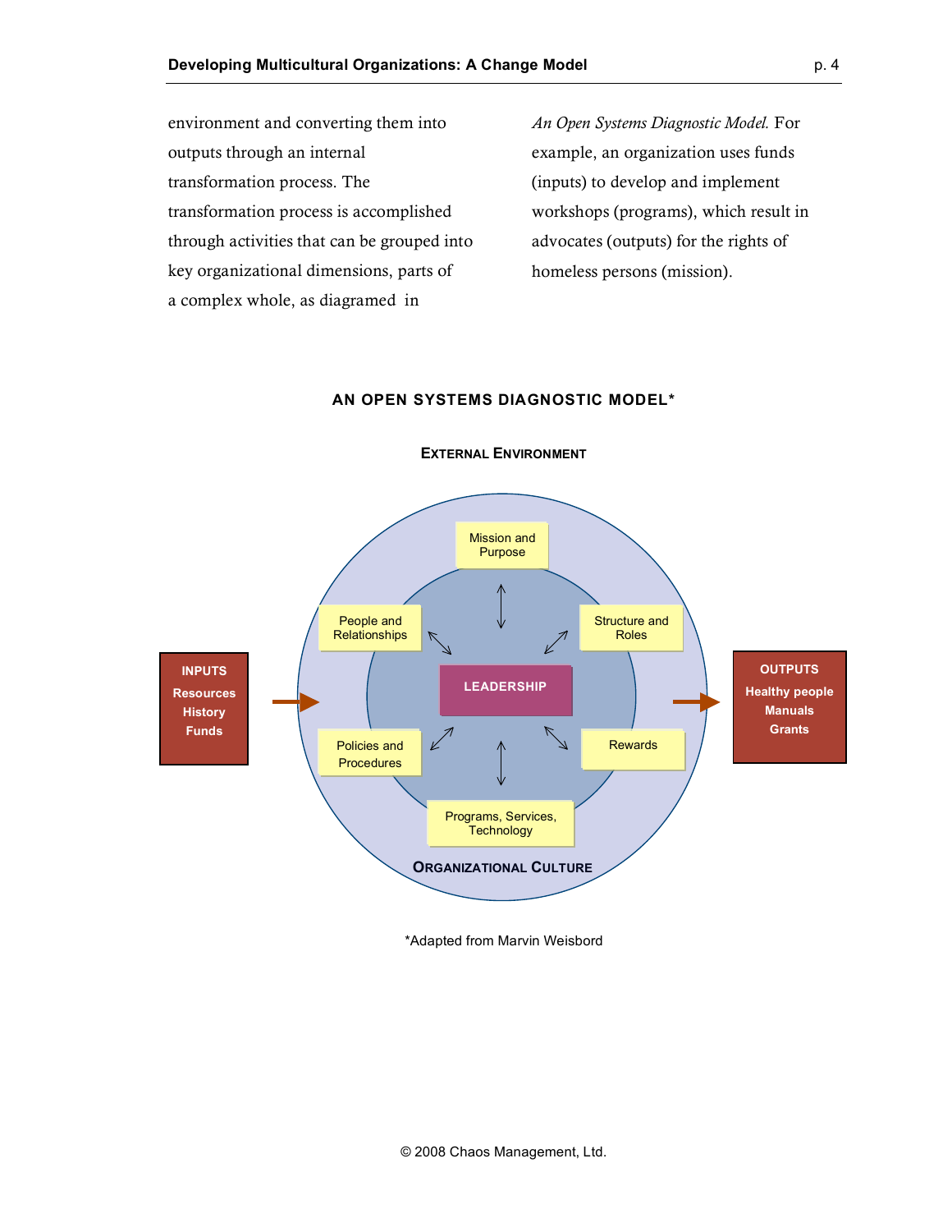environment and converting them into outputs through an internal transformation process. The transformation process is accomplished through activities that can be grouped into key organizational dimensions, parts of a complex whole, as diagramed in *An Open Systems Diagnostic Model.* For example, an organization uses funds (inputs) to develop and implement workshops (programs), which result in advocates (outputs) for the rights of homeless persons (mission).

**AN OPEN SYSTEMS DIAGNOSTIC MODEL***

**EXTERNAL ENVIRONMENT**

**INPUTS**
Resources
History
Funds

Mission and Purpose

People and Relationships

Structure and Roles

LEADERSHIP

Policies and Procedures

Rewards

Programs, Services, Technology

**ORGANIZATIONAL CULTURE**

**OUTPUTS**
Healthy people
Manuals
Grants

*Adapted from Marvin Weisbord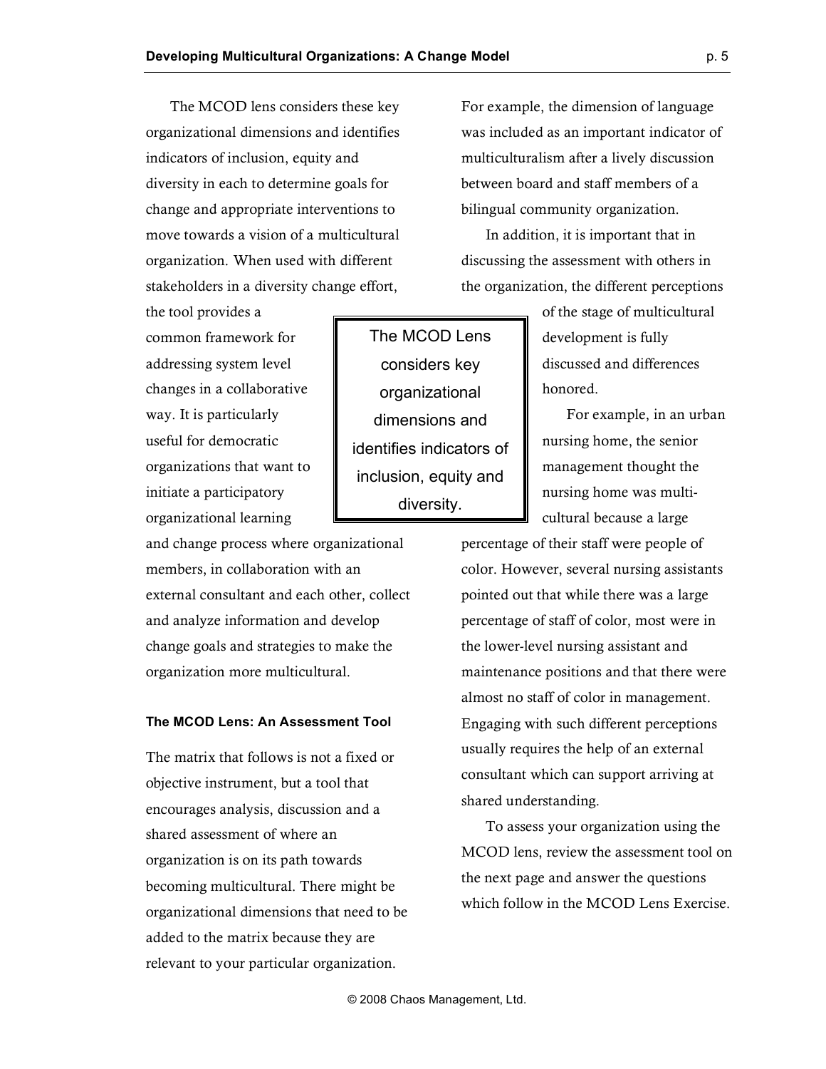The MCOD lens considers these key organizational dimensions and identifies indicators of inclusion, equity and diversity in each to determine goals for change and appropriate interventions to move towards a vision of a multicultural organization. When used with different stakeholders in a diversity change effort, the tool provides a common framework for addressing system level changes in a collaborative way. It is particularly useful for democratic organizations that want to initiate a participatory organizational learning and change process where organizational members, in collaboration with an external consultant and each other, collect and analyze information and develop change goals and strategies to make the organization more multicultural.

> The MCOD Lens considers key organizational dimensions and identifies indicators of inclusion, equity and diversity.

#### The MCOD Lens: An Assessment Tool

The matrix that follows is not a fixed or objective instrument, but a tool that encourages analysis, discussion and a shared assessment of where an organization is on its path towards becoming multicultural. There might be organizational dimensions that need to be added to the matrix because they are relevant to your particular organization.

For example, the dimension of language was included as an important indicator of multiculturalism after a lively discussion between board and staff members of a bilingual community organization.

In addition, it is important that in discussing the assessment with others in the organization, the different perceptions of the stage of multicultural development is fully discussed and differences honored.

For example, in an urban nursing home, the senior management thought the nursing home was multi-cultural because a large percentage of their staff were people of color. However, several nursing assistants pointed out that while there was a large percentage of staff of color, most were in the lower-level nursing assistant and maintenance positions and that there were almost no staff of color in management. Engaging with such different perceptions usually requires the help of an external consultant which can support arriving at shared understanding.

To assess your organization using the MCOD lens, review the assessment tool on the next page and answer the questions which follow in the MCOD Lens Exercise.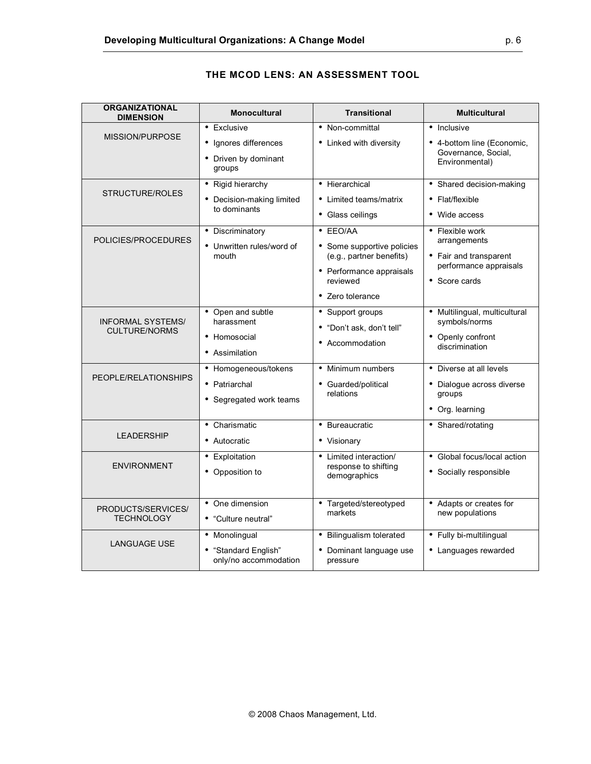## THE MCOD LENS: AN ASSESSMENT TOOL

| ORGANIZATIONAL DIMENSION | Monocultural | Transitional | Multicultural |
|---|---|---|---|
| MISSION/PURPOSE | • Exclusive<br>• Ignores differences<br>• Driven by dominant groups | • Non-committal<br>• Linked with diversity | • Inclusive<br>• 4-bottom line (Economic, Governance, Social, Environmental) |
| STRUCTURE/ROLES | • Rigid hierarchy<br>• Decision-making limited to dominants | • Hierarchical<br>• Limited teams/matrix<br>• Glass ceilings | • Shared decision-making<br>• Flat/flexible<br>• Wide access |
| POLICIES/PROCEDURES | • Discriminatory<br>• Unwritten rules/word of mouth | • EEO/AA<br>• Some supportive policies (e.g., partner benefits)<br>• Performance appraisals reviewed<br>• Zero tolerance | • Flexible work arrangements<br>• Fair and transparent performance appraisals<br>• Score cards |
| INFORMAL SYSTEMS/ CULTURE/NORMS | • Open and subtle harassment<br>• Homosocial<br>• Assimilation | • Support groups<br>• "Don't ask, don't tell"<br>• Accommodation | • Multilingual, multicultural symbols/norms<br>• Openly confront discrimination |
| PEOPLE/RELATIONSHIPS | • Homogeneous/tokens<br>• Patriarchal<br>• Segregated work teams | • Minimum numbers<br>• Guarded/political relations | • Diverse at all levels<br>• Dialogue across diverse groups<br>• Org. learning |
| LEADERSHIP | • Charismatic<br>• Autocratic | • Bureaucratic<br>• Visionary | • Shared/rotating |
| ENVIRONMENT | • Exploitation<br>• Opposition to | • Limited interaction/ response to shifting demographics | • Global focus/local action<br>• Socially responsible |
| PRODUCTS/SERVICES/ TECHNOLOGY | • One dimension<br>• "Culture neutral" | • Targeted/stereotyped markets | • Adapts or creates for new populations |
| LANGUAGE USE | • Monolingual<br>• "Standard English" only/no accommodation | • Bilingualism tolerated<br>• Dominant language use pressure | • Fully bi-multilingual<br>• Languages rewarded |

© 2008 Chaos Management, Ltd.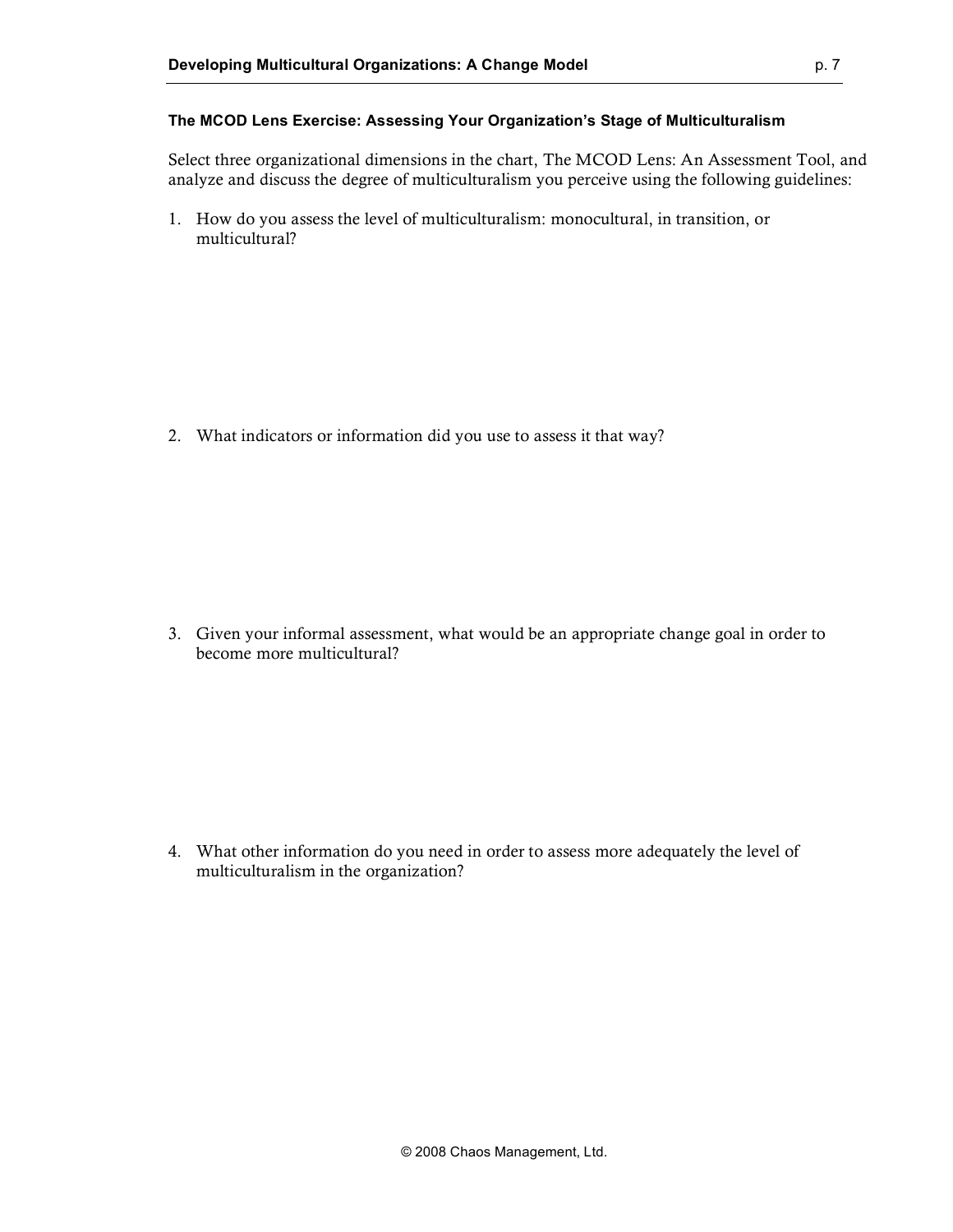### The MCOD Lens Exercise: Assessing Your Organization's Stage of Multiculturalism

Select three organizational dimensions in the chart, The MCOD Lens: An Assessment Tool, and analyze and discuss the degree of multiculturalism you perceive using the following guidelines:

1. How do you assess the level of multiculturalism: monocultural, in transition, or multicultural?

2. What indicators or information did you use to assess it that way?

3. Given your informal assessment, what would be an appropriate change goal in order to become more multicultural?

4. What other information do you need in order to assess more adequately the level of multiculturalism in the organization?

© 2008 Chaos Management, Ltd.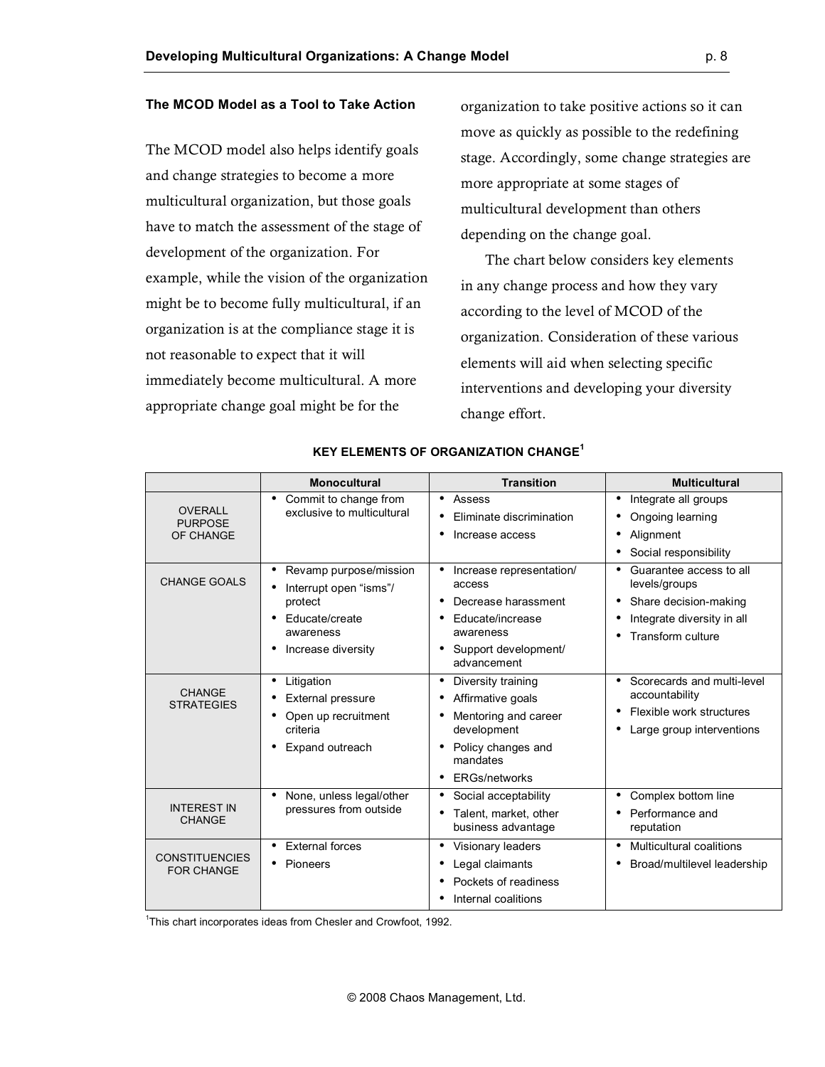### The MCOD Model as a Tool to Take Action

The MCOD model also helps identify goals and change strategies to become a more multicultural organization, but those goals have to match the assessment of the stage of development of the organization. For example, while the vision of the organization might be to become fully multicultural, if an organization is at the compliance stage it is not reasonable to expect that it will immediately become multicultural. A more appropriate change goal might be for the organization to take positive actions so it can move as quickly as possible to the redefining stage. Accordingly, some change strategies are more appropriate at some stages of multicultural development than others depending on the change goal.

The chart below considers key elements in any change process and how they vary according to the level of MCOD of the organization. Consideration of these various elements will aid when selecting specific interventions and developing your diversity change effort.

**KEY ELEMENTS OF ORGANIZATION CHANGE[1]**

| | Monocultural | Transition | Multicultural |
|---|---|---|---|
| OVERALL PURPOSE OF CHANGE | • Commit to change from exclusive to multicultural | • Assess<br>• Eliminate discrimination<br>• Increase access | • Integrate all groups<br>• Ongoing learning<br>• Alignment<br>• Social responsibility |
| CHANGE GOALS | • Revamp purpose/mission<br>• Interrupt open "isms"/ protect<br>• Educate/create awareness<br>• Increase diversity | • Increase representation/ access<br>• Decrease harassment<br>• Educate/increase awareness<br>• Support development/ advancement | • Guarantee access to all levels/groups<br>• Share decision-making<br>• Integrate diversity in all<br>• Transform culture |
| CHANGE STRATEGIES | • Litigation<br>• External pressure<br>• Open up recruitment criteria<br>• Expand outreach | • Diversity training<br>• Affirmative goals<br>• Mentoring and career development<br>• Policy changes and mandates<br>• ERGs/networks | • Scorecards and multi-level accountability<br>• Flexible work structures<br>• Large group interventions |
| INTEREST IN CHANGE | • None, unless legal/other pressures from outside | • Social acceptability<br>• Talent, market, other business advantage | • Complex bottom line<br>• Performance and reputation |
| CONSTITUENCIES FOR CHANGE | • External forces<br>• Pioneers | • Visionary leaders<br>• Legal claimants<br>• Pockets of readiness<br>• Internal coalitions | • Multicultural coalitions<br>• Broad/multilevel leadership |

[1]This chart incorporates ideas from Chesler and Crowfoot, 1992.

© 2008 Chaos Management, Ltd.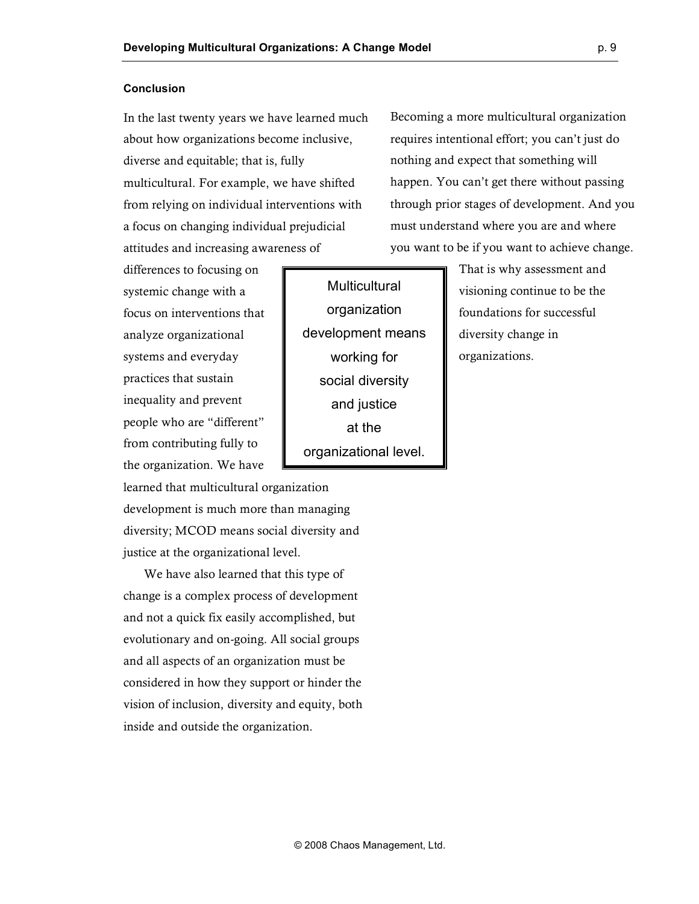**Conclusion**

In the last twenty years we have learned much about how organizations become inclusive, diverse and equitable; that is, fully multicultural. For example, we have shifted from relying on individual interventions with a focus on changing individual prejudicial attitudes and increasing awareness of differences to focusing on systemic change with a focus on interventions that analyze organizational systems and everyday practices that sustain inequality and prevent people who are "different" from contributing fully to the organization. We have learned that multicultural organization development is much more than managing diversity; MCOD means social diversity and justice at the organizational level.

> Multicultural organization development means working for social diversity and justice at the organizational level.

We have also learned that this type of change is a complex process of development and not a quick fix easily accomplished, but evolutionary and on-going. All social groups and all aspects of an organization must be considered in how they support or hinder the vision of inclusion, diversity and equity, both inside and outside the organization.

Becoming a more multicultural organization requires intentional effort; you can't just do nothing and expect that something will happen. You can't get there without passing through prior stages of development. And you must understand where you are and where you want to be if you want to achieve change. That is why assessment and visioning continue to be the foundations for successful diversity change in organizations.

© 2008 Chaos Management, Ltd.